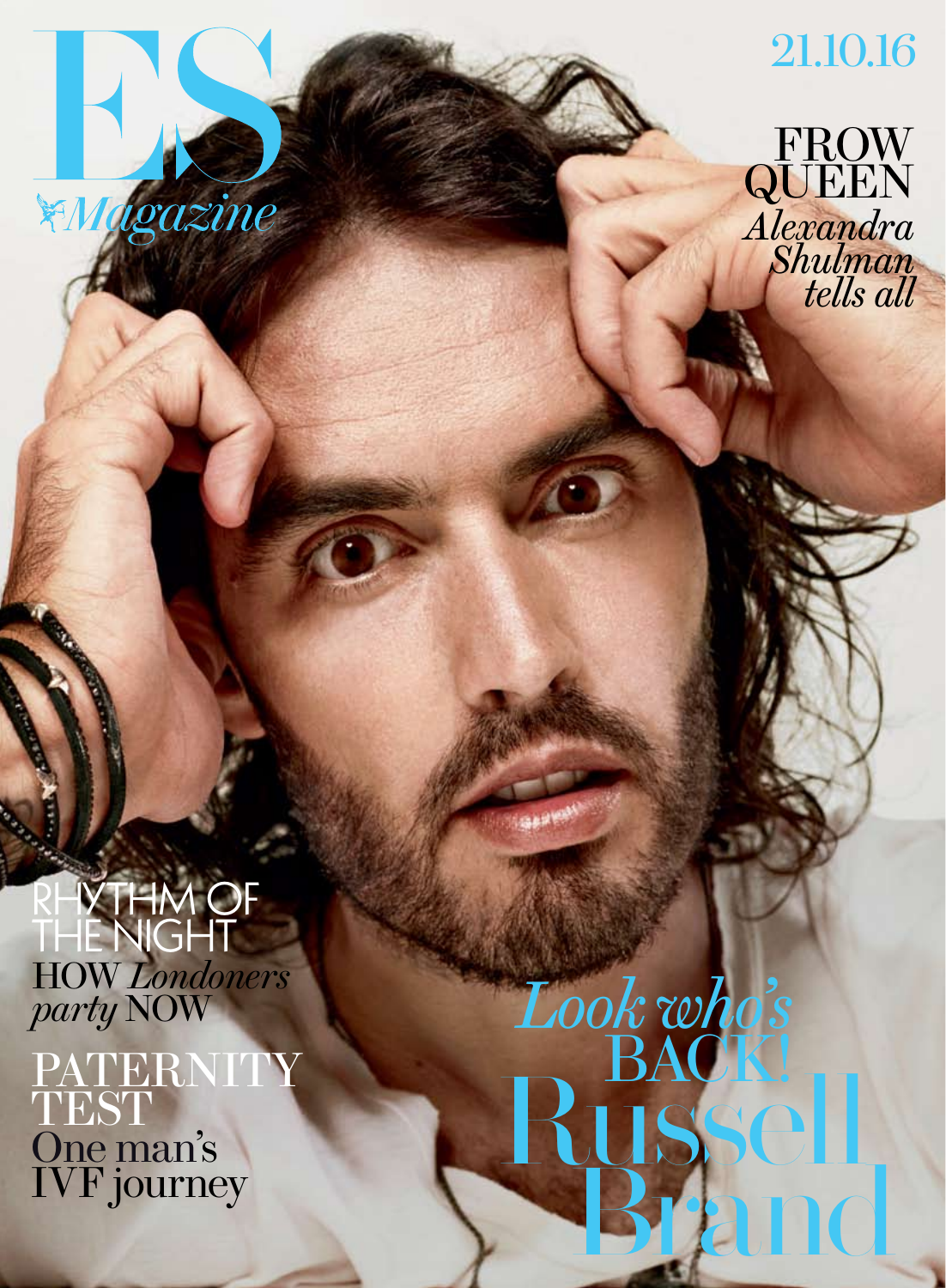# ES Magazine

21.10.16

## FROW QUEEN
*Alexandra Shulman tells all*

## RHYTHM OF THE NIGHT
HOW *Londoners party* NOW

## PATERNITY TEST
One man's IVF journey

*Look who's* BACK!
# Russell Brand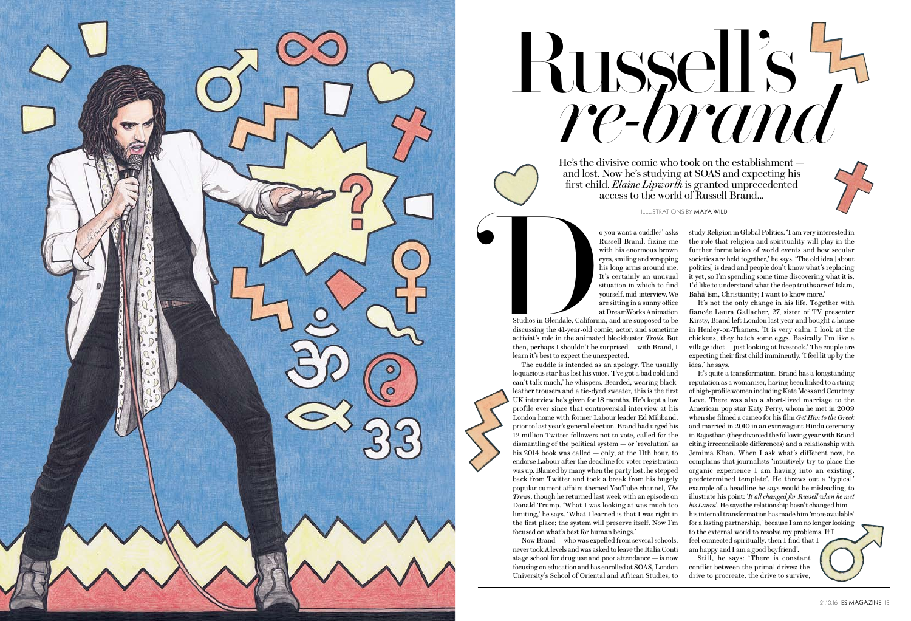# Russell's *re-brand*

He's the divisive comic who took on the establishment — and lost. Now he's studying at SOAS and expecting his first child. *Elaine Lipworth* is granted unprecedented access to the world of Russell Brand...

ILLUSTRATIONS BY MAYA WILD

'Do you want a cuddle?' asks Russell Brand, fixing me with his enormous brown eyes, smiling and wrapping his long arms around me. It's certainly an unusual situation in which to find yourself, mid-interview. We are sitting in a sunny office at DreamWorks Animation Studios in Glendale, California, and are supposed to be discussing the 41-year-old comic, actor, and sometime activist's role in the animated blockbuster *Trolls*. But then, perhaps I shouldn't be surprised — with Brand, I learn it's best to expect the unexpected.

The cuddle is intended as an apology. The usually loquacious star has lost his voice. 'I've got a bad cold and can't talk much,' he whispers. Bearded, wearing black-leather trousers and a tie-dyed sweater, this is the first UK interview he's given for 18 months. He's kept a low profile ever since that controversial interview at his London home with former Labour leader Ed Miliband, prior to last year's general election. Brand had urged his 12 million Twitter followers not to vote, called for the dismantling of the political system — or 'revolution' as his 2014 book was called — only, at the 11th hour, to endorse Labour after the deadline for voter registration was up. Blamed by many when the party lost, he stepped back from Twitter and took a break from his hugely popular current affairs-themed YouTube channel, *The Trews*, though he returned last week with an episode on Donald Trump. 'What I was looking at was much too limiting,' he says. 'What I learned is that I was right in the first place; the system will preserve itself. Now I'm focused on what's best for human beings.'

Now Brand — who was expelled from several schools, never took A levels and was asked to leave the Italia Conti stage school for drug use and poor attendance — is now focusing on education and has enrolled at SOAS, London University's School of Oriental and African Studies, to study Religion in Global Politics. 'I am very interested in the role that religion and spirituality will play in the further formulation of world events and how secular societies are held together,' he says. 'The old idea [about politics] is dead and people don't know what's replacing it yet, so I'm spending some time discovering what it is. I'd like to understand what the deep truths are of Islam, Bahá'ísm, Christianity; I want to know more.'

It's not the only change in his life. Together with fiancée Laura Gallacher, 27, sister of TV presenter Kirsty, Brand left London last year and bought a house in Henley-on-Thames. 'It is very calm. I look at the chickens, they hatch some eggs. Basically I'm like a village idiot — just looking at livestock.' The couple are expecting their first child imminently. 'I feel lit up by the idea,' he says.

It's quite a transformation. Brand has a longstanding reputation as a womaniser, having been linked to a string of high-profile women including Kate Moss and Courtney Love. There was also a short-lived marriage to the American pop star Katy Perry, whom he met in 2009 when she filmed a cameo for his film *Get Him to the Greek* and married in 2010 in an extravagant Hindu ceremony in Rajasthan (they divorced the following year with Brand citing irreconcilable differences) and a relationship with Jemima Khan. When I ask what's different now, he complains that journalists 'intuitively try to place the organic experience I am having into an existing, predetermined template'. He throws out a 'typical' example of a headline he says would be misleading, to illustrate his point: '*It all changed for Russell when he met his Laura*'. He says the relationship hasn't changed him — his internal transformation has made him 'more available' for a lasting partnership, 'because I am no longer looking to the external world to resolve my problems. If I feel connected spiritually, then I find that I am happy and I am a good boyfriend'.

Still, he says: 'There is constant conflict between the primal drives: the drive to procreate, the drive to survive,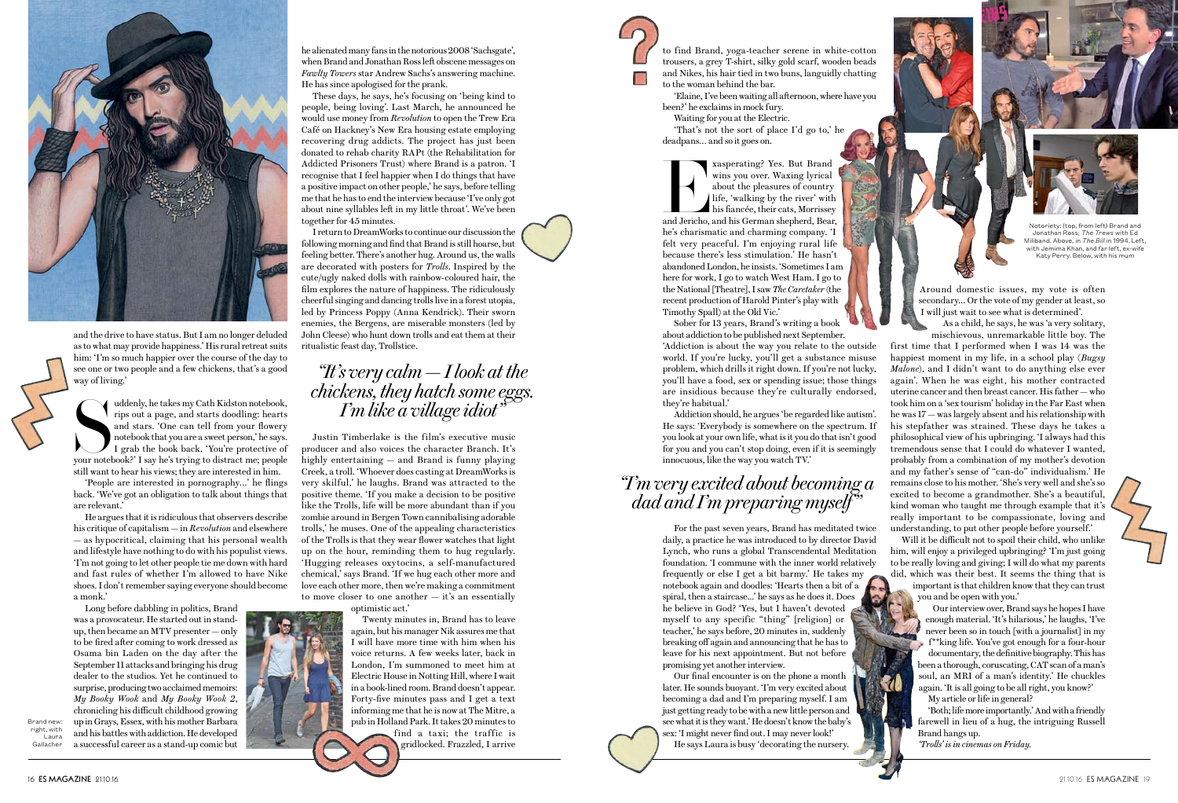and the drive to have status. But I am no longer deluded as to what may provide happiness.' His rural retreat suits him: 'I'm so much happier over the course of the day to see one or two people and a few chickens, that's a good way of living.'

Suddenly, he takes my Cath Kidston notebook, rips out a page, and starts doodling: hearts and stars. 'One can tell from your flowery notebook that you are a sweet person,' he says. I grab the book back. 'You're protective of your notebook?' I say he's trying to distract me; people still want to hear his views; they are interested in him.

'People are interested in pornography…' he flings back. 'We've got an obligation to talk about things that are relevant.'

He argues that it is ridiculous that observers describe his critique of capitalism — in *Revolution* and elsewhere — as hypocritical, claiming that his personal wealth and lifestyle have nothing to do with his populist views. 'I'm not going to let other people tie me down with hard and fast rules of whether I'm allowed to have Nike shoes. I don't remember saying everyone should become a monk.'

Long before dabbling in politics, Brand was a provocateur. He started out in stand-up, then became an MTV presenter — only to be fired after coming to work dressed as Osama bin Laden on the day after the September 11 attacks and bringing his drug dealer to the studios. Yet he continued to surprise, producing two acclaimed memoirs: *My Booky Wook* and *My Booky Wook 2*, chronicling his difficult childhood growing up in Grays, Essex, with his mother Barbara and his battles with addiction. He developed a successful career as a stand-up comic but he alienated many fans in the notorious 2008 'Sachsgate', when Brand and Jonathan Ross left obscene messages on *Fawlty Towers* star Andrew Sachs's answering machine. He has since apologised for the prank.

Brand new: right, with Laura Gallacher

These days, he says, he's focusing on 'being kind to people, being loving'. Last March, he announced he would use money from *Revolution* to open the Trew Era Café on Hackney's New Era housing estate employing recovering drug addicts. The project has just been donated to rehab charity RAPt (the Rehabilitation for Addicted Prisoners Trust) where Brand is a patron. 'I recognise that I feel happier when I do things that have a positive impact on other people,' he says, before telling me that he has to end the interview because 'I've only got about nine syllables left in my little throat'. We've been together for 45 minutes.

I return to DreamWorks to continue our discussion the following morning and find that Brand is still hoarse, but feeling better. There's another hug. Around us, the walls are decorated with posters for *Trolls*. Inspired by the cute/ugly naked dolls with rainbow-coloured hair, the film explores the nature of happiness. The ridiculously cheerful singing and dancing trolls live in a forest utopia, led by Princess Poppy (Anna Kendrick). Their sworn enemies, the Bergens, are miserable monsters (led by John Cleese) who hunt down trolls and eat them at their ritualistic feast day, Trollstice.

> *"It's very calm — I look at the chickens, they hatch some eggs. I'm like a village idiot"*

Justin Timberlake is the film's executive music producer and also voices the character Branch. It's highly entertaining — and Brand is funny playing Creek, a troll. 'Whoever does casting at DreamWorks is very skilful,' he laughs. Brand was attracted to the positive theme. 'If you make a decision to be positive like the Trolls, life will be more abundant than if you zombie around in Bergen Town cannibalising adorable trolls,' he muses. One of the appealing characteristics of the Trolls is that they wear flower watches that light up on the hour, reminding them to hug regularly. 'Hugging releases oxytocins, a self-manufactured chemical,' says Brand. 'If we hug each other more and love each other more, then we're making a commitment to move closer to one another — it's an essentially optimistic act.'

Twenty minutes in, Brand has to leave again, but his manager Nik assures me that I will have more time with him when his voice returns. A few weeks later, back in London, I'm summoned to meet him at Electric House in Notting Hill, where I wait in a book-lined room. Brand doesn't appear. Forty-five minutes pass and I get a text informing me that he is now at The Mitre, a pub in Holland Park. It takes 20 minutes to find a taxi; the traffic is gridlocked. Frazzled, I arrive to find Brand, yoga-teacher serene in white-cotton trousers, a grey T-shirt, silky gold scarf, wooden beads and Nikes, his hair tied in two buns, languidly chatting to the woman behind the bar.

'Elaine, I've been waiting all afternoon, where have you been?' he exclaims in mock fury.

Waiting for you at the Electric.

'That's not the sort of place I'd go to,' he deadpans… and so it goes on.

Exasperating? Yes. But Brand wins you over. Waxing lyrical about the pleasures of country life, 'walking by the river' with his fiancée, their cats, Morrissey and Jericho, and his German shepherd, Bear, he's charismatic and charming company. 'I felt very peaceful. I'm enjoying rural life because there's less stimulation.' He hasn't abandoned London, he insists. 'Sometimes I am here for work, I go to watch West Ham. I go to the National [Theatre], I saw *The Caretaker* (the recent production of Harold Pinter's play with Timothy Spall) at the Old Vic.'

Sober for 13 years, Brand's writing a book about addiction to be published next September. 'Addiction is about the way you relate to the outside world. If you're lucky, you'll get a substance misuse problem, which drills it right down. If you're not lucky, you'll have a food, sex or spending issue; those things are insidious because they're culturally endorsed, they're habitual.'

Addiction should, he argues 'be regarded like autism'. He says: 'Everybody is somewhere on the spectrum. If you look at your own life, what is it you do that isn't good for you and you can't stop doing, even if it is seemingly innocuous, like the way you watch TV.'

> *"I'm very excited about becoming a dad and I'm preparing myself"*

For the past seven years, Brand has meditated twice daily, a practice he was introduced to by director David Lynch, who runs a global Transcendental Meditation foundation. 'I commune with the inner world relatively frequently or else I get a bit barmy.' He takes my notebook again and doodles: 'Hearts then a bit of a spiral, then a staircase…' he says as he does it. Does he believe in God? 'Yes, but I haven't devoted myself to any specific "thing" [religion] or teacher,' he says before, 20 minutes in, suddenly breaking off again and announcing that he has to leave for his next appointment. But not before promising yet another interview.

Our final encounter is on the phone a month later. He sounds buoyant. 'I'm very excited about becoming a dad and I'm preparing myself. I am just getting ready to be with a new little person and see what it is they want.' He doesn't know the baby's sex: 'I might never find out. I may never look!'

He says Laura is busy 'decorating the nursery. Around domestic issues, my vote is often secondary… Or the vote of my gender at least, so I will just wait to see what is determined'.

As a child, he says, he was 'a very solitary, mischievous, unremarkable little boy. The first time that I performed when I was 14 was the happiest moment in my life, in a school play (*Bugsy Malone*), and I didn't want to do anything else ever again'. When he was eight, his mother contracted uterine cancer and then breast cancer. His father — who took him on a 'sex tourism' holiday in the Far East when he was 17 — was largely absent and his relationship with his stepfather was strained. These days he takes a philosophical view of his upbringing. 'I always had this tremendous sense that I could do whatever I wanted, probably from a combination of my mother's devotion and my father's sense of "can-do" individualism.' He remains close to his mother. 'She's very well and she's so excited to become a grandmother. She's a beautiful, kind woman who taught me through example that it's really important to be compassionate, loving and understanding, to put other people before yourself.'

Will it be difficult not to spoil their child, who unlike him, will enjoy a privileged upbringing? 'I'm just going to be really loving and giving; I will do what my parents did, which was their best. It seems the thing that is important is that children know that they can trust you and be open with you.'

Our interview over, Brand says he hopes I have enough material. 'It's hilarious,' he laughs, 'I've never been so in touch [with a journalist] in my f**king life. You've got enough for a four-hour documentary, the definitive biography. This has been a thorough, coruscating, CAT scan of a man's soul, an MRI of a man's identity.' He chuckles again. 'It is all going to be all right, you know?'

My article or life in general?

'Both; life more importantly.' And with a friendly farewell in lieu of a hug, the intriguing Russell Brand hangs up.

*'Trolls' is in cinemas on Friday.*

Notoriety: (top, from left) Brand and Jonathan Ross; *The Trews* with Ed Miliband. Above, in *The Bill* in 1994. Left, with Jemima Khan, and far left, ex-wife Katy Perry. Below, with his mum